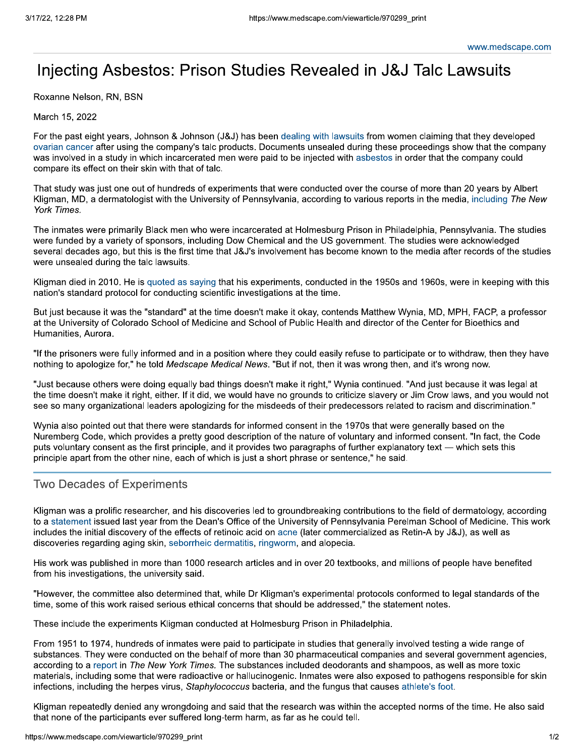# Injecting Asbestos: Prison Studies Revealed in J&J Talc Lawsuits

Roxanne Nelson, RN, BSN

March 15, 2022

For the past eight years, Johnson & Johnson (J&J) has been dealing with lawsuits from women claiming that they developed ovarian cancer after using the company's talc products. Documents unsealed during these proceedings show that the company was involved in a study in which incarcerated men were paid to be injected with asbestos in order that the company could compare its effect on their skin with that of talc.

That study was just one out of hundreds of experiments that were conducted over the course of more than 20 years by Albert Kligman, MD, a dermatologist with the University of Pennsylvania, according to various reports in the media, including *The New York Times.*

The inmates were primarily Black men who were incarcerated at Holmesburg Prison in Philadelphia, Pennsylvania. The studies were funded by a variety of sponsors, including Dow Chemical and the US government. The studies were acknowledged several decades ago, but this is the first time that J&J's involvement has become known to the media after records of the studies were unsealed during the talc lawsuits.

Kligman died in 2010. He is quoted as saying that his experiments, conducted in the 1950s and 1960s, were in keeping with this nation's standard protocol for conducting scientific investigations at the time.

But just because it was the "standard" at the time doesn't make it okay, contends Matthew Wynia, MD, MPH, FACP, a professor at the University of Colorado School of Medicine and School of Public Health and director of the Center for Bioethics and Humanities, Aurora.

"If the prisoners were fully informed and in a position where they could easily refuse to participate or to withdraw, then they have nothing to apologize for," he told *Medscape Medical News*. "But if not, then it was wrong then, and it's wrong now.

"Just because others were doing equally bad things doesn't make it right," Wynia continued. "And just because it was legal at the time doesn't make it right, either. If it did, we would have no grounds to criticize slavery or Jim Crow laws, and you would not see so many organizational leaders apologizing for the misdeeds of their predecessors related to racism and discrimination."

Wynia also pointed out that there were standards for informed consent in the 1970s that were generally based on the Nuremberg Code, which provides a pretty good description of the nature of voluntary and informed consent. "In fact, the Code puts voluntary consent as the first principle, and it provides two paragraphs of further explanatory text — which sets this principle apart from the other nine, each of which is just a short phrase or sentence," he said.

## Two Decades of Experiments

Kligman was a prolific researcher, and his discoveries led to groundbreaking contributions to the field of dermatology, according to a statement issued last year from the Dean's Office of the University of Pennsylvania Perelman School of Medicine. This work includes the initial discovery of the effects of retinoic acid on acne (later commercialized as Retin-A by J&J), as well as discoveries regarding aging skin, seborrheic dermatitis, ringworm, and alopecia.

His work was published in more than 1000 research articles and in over 20 textbooks, and millions of people have benefited from his investigations, the university said.

"However, the committee also determined that, while Dr Kligman's experimental protocols conformed to legal standards of the time, some of this work raised serious ethical concerns that should be addressed," the statement notes.

These include the experiments Kligman conducted at Holmesburg Prison in Philadelphia.

From 1951 to 1974, hundreds of inmates were paid to participate in studies that generally involved testing a wide range of substances. They were conducted on the behalf of more than 30 pharmaceutical companies and several government agencies, according to a report in *The New York Times.* The substances included deodorants and shampoos, as well as more toxic materials, including some that were radioactive or hallucinogenic. Inmates were also exposed to pathogens responsible for skin infections, including the herpes virus, *Staphylococcus* bacteria, and the fungus that causes athlete's foot.

Kligman repeatedly denied any wrongdoing and said that the research was within the accepted norms of the time. He also said that none of the participants ever suffered long-term harm, as far as he could tell.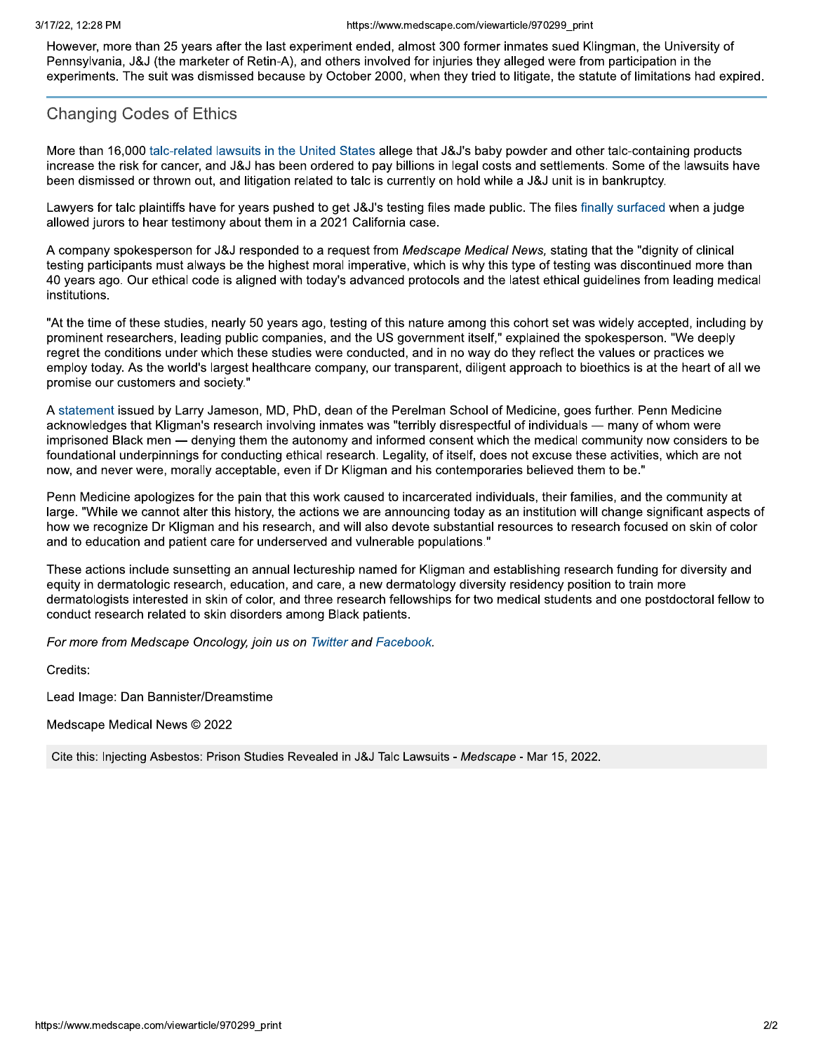However, more than 25 years after the last experiment ended, almost 300 former inmates sued Klingman, the University of Pennsylvania, J&J (the marketer of Retin-A), and others involved for injuries they alleged were from participation in the experiments. The suit was dismissed because by October 2000, when they tried to litigate, the statute of limitations had expired.

## Changing Codes of Ethics

More than 16,000 talc-related lawsuits in the United States allege that J&J's baby powder and other talc-containing products increase the risk for cancer, and J&J has been ordered to pay billions in legal costs and settlements. Some of the lawsuits have been dismissed or thrown out, and litigation related to talc is currently on hold while a J&J unit is in bankruptcy.

Lawyers for talc plaintiffs have for years pushed to get J&J's testing files made public. The files finally surfaced when a judge allowed jurors to hear testimony about them in a 2021 California case.

A company spokesperson for J&J responded to a request from *Medscape Medical News,* stating that the "dignity of clinical testing participants must always be the highest moral imperative, which is why this type of testing was discontinued more than 40 years ago. Our ethical code is aligned with today's advanced protocols and the latest ethical guidelines from leading medical institutions.

"At the time of these studies, nearly 50 years ago, testing of this nature among this cohort set was widely accepted, including by prominent researchers, leading public companies, and the US government itself," explained the spokesperson. "We deeply regret the conditions under which these studies were conducted, and in no way do they reflect the values or practices we employ today. As the world's largest healthcare company, our transparent, diligent approach to bioethics is at the heart of all we promise our customers and society."

A statement issued by Larry Jameson, MD, PhD, dean of the Perelman School of Medicine, goes further. Penn Medicine acknowledges that Kligman's research involving inmates was "terribly disrespectful of individuals — many of whom were imprisoned Black men — denying them the autonomy and informed consent which the medical community now considers to be foundational underpinnings for conducting ethical research. Legality, of itself, does not excuse these activities, which are not now, and never were, morally acceptable, even if Dr Kligman and his contemporaries believed them to be."

Penn Medicine apologizes for the pain that this work caused to incarcerated individuals, their families, and the community at large. "While we cannot alter this history, the actions we are announcing today as an institution will change significant aspects of how we recognize Dr Kligman and his research, and will also devote substantial resources to research focused on skin of color and to education and patient care for underserved and vulnerable populations."

These actions include sunsetting an annual lectureship named for Kligman and establishing research funding for diversity and equity in dermatologic research, education, and care, a new dermatology diversity residency position to train more dermatologists interested in skin of color, and three research fellowships for two medical students and one postdoctoral fellow to conduct research related to skin disorders among Black patients.

*For more from Medscape Oncology, join us on Twitter and Facebook.*

Credits:

Lead Image: Dan Bannister/Dreamstime

Medscape Medical News © 2022

Cite this: Injecting Asbestos: Prison Studies Revealed in J&J Talc Lawsuits - *Medscape* - Mar 15, 2022.